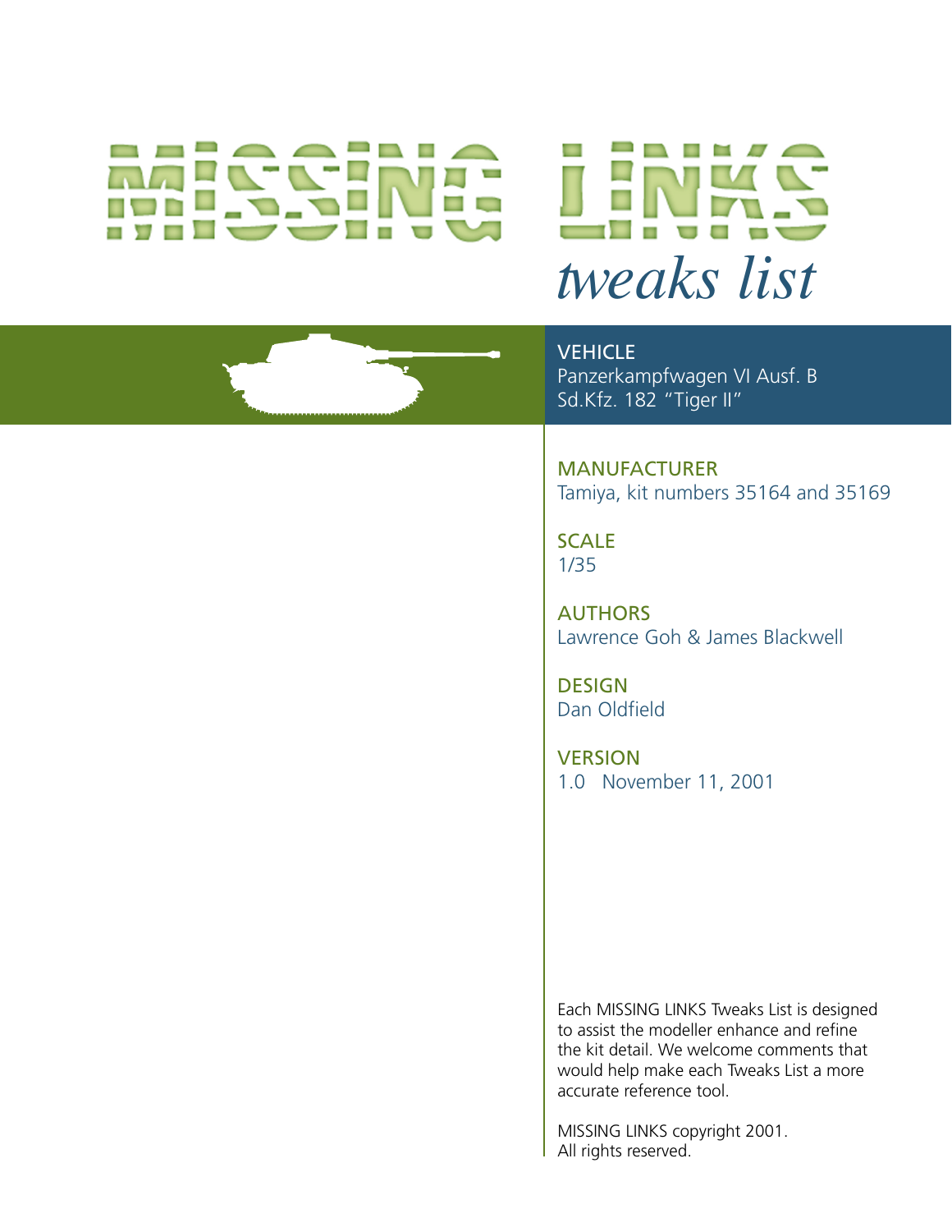# MISSING LINKS

## *tweaks list*

**VEHICLE**
Panzerkampfwagen VI Ausf. B
Sd.Kfz. 182 "Tiger II"

**MANUFACTURER**
Tamiya, kit numbers 35164 and 35169

**SCALE**
1/35

**AUTHORS**
Lawrence Goh & James Blackwell

**DESIGN**
Dan Oldfield

**VERSION**
1.0 November 11, 2001

Each MISSING LINKS Tweaks List is designed to assist the modeller enhance and refine the kit detail. We welcome comments that would help make each Tweaks List a more accurate reference tool.

MISSING LINKS copyright 2001.
All rights reserved.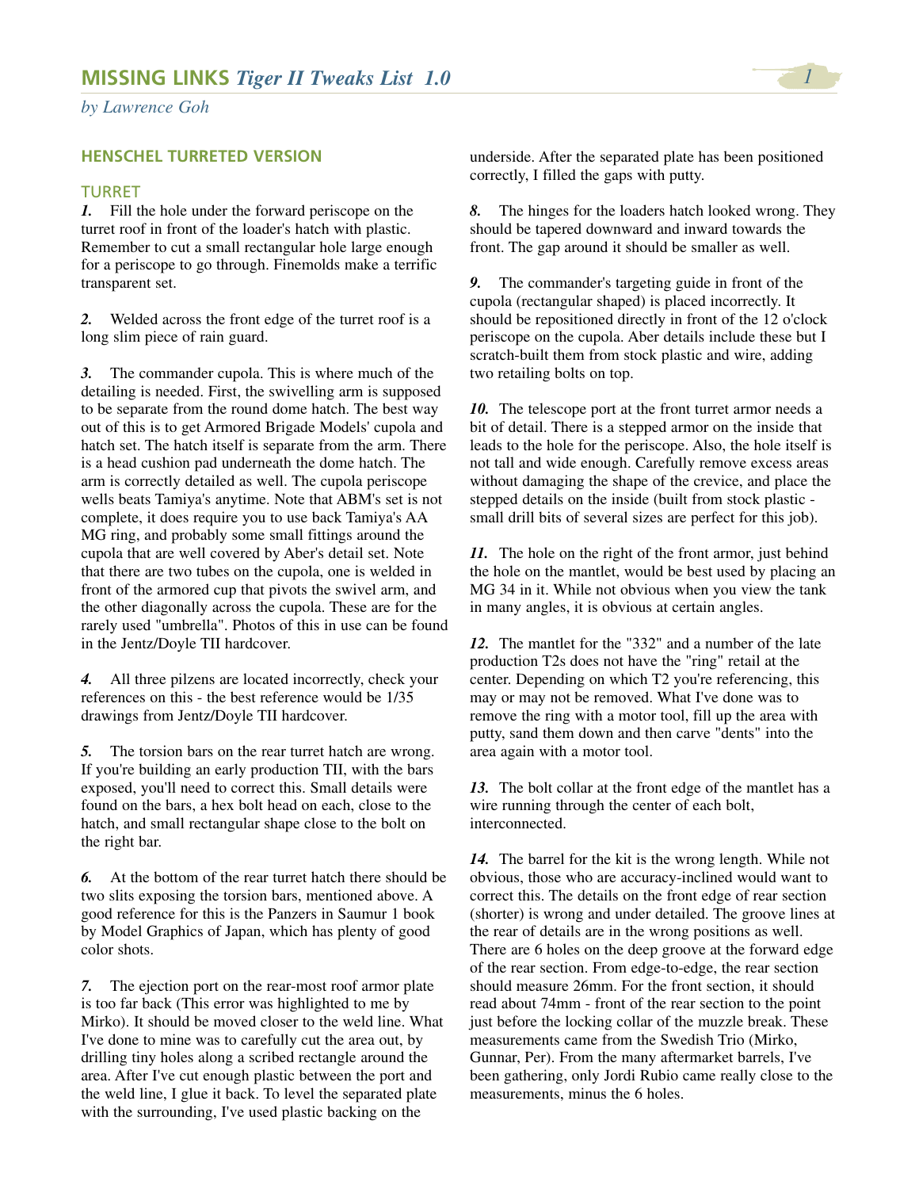# MISSING LINKS *Tiger II Tweaks List 1.0*

*by Lawrence Goh*

## HENSCHEL TURRETED VERSION

### TURRET

***1.*** Fill the hole under the forward periscope on the turret roof in front of the loader's hatch with plastic. Remember to cut a small rectangular hole large enough for a periscope to go through. Finemolds make a terrific transparent set.

***2.*** Welded across the front edge of the turret roof is a long slim piece of rain guard.

***3.*** The commander cupola. This is where much of the detailing is needed. First, the swivelling arm is supposed to be separate from the round dome hatch. The best way out of this is to get Armored Brigade Models' cupola and hatch set. The hatch itself is separate from the arm. There is a head cushion pad underneath the dome hatch. The arm is correctly detailed as well. The cupola periscope wells beats Tamiya's anytime. Note that ABM's set is not complete, it does require you to use back Tamiya's AA MG ring, and probably some small fittings around the cupola that are well covered by Aber's detail set. Note that there are two tubes on the cupola, one is welded in front of the armored cup that pivots the swivel arm, and the other diagonally across the cupola. These are for the rarely used "umbrella". Photos of this in use can be found in the Jentz/Doyle TII hardcover.

***4.*** All three pilzens are located incorrectly, check your references on this - the best reference would be 1/35 drawings from Jentz/Doyle TII hardcover.

***5.*** The torsion bars on the rear turret hatch are wrong. If you're building an early production TII, with the bars exposed, you'll need to correct this. Small details were found on the bars, a hex bolt head on each, close to the hatch, and small rectangular shape close to the bolt on the right bar.

***6.*** At the bottom of the rear turret hatch there should be two slits exposing the torsion bars, mentioned above. A good reference for this is the Panzers in Saumur 1 book by Model Graphics of Japan, which has plenty of good color shots.

***7.*** The ejection port on the rear-most roof armor plate is too far back (This error was highlighted to me by Mirko). It should be moved closer to the weld line. What I've done to mine was to carefully cut the area out, by drilling tiny holes along a scribed rectangle around the area. After I've cut enough plastic between the port and the weld line, I glue it back. To level the separated plate with the surrounding, I've used plastic backing on the underside. After the separated plate has been positioned correctly, I filled the gaps with putty.

***8.*** The hinges for the loaders hatch looked wrong. They should be tapered downward and inward towards the front. The gap around it should be smaller as well.

***9.*** The commander's targeting guide in front of the cupola (rectangular shaped) is placed incorrectly. It should be repositioned directly in front of the 12 o'clock periscope on the cupola. Aber details include these but I scratch-built them from stock plastic and wire, adding two retailing bolts on top.

***10.*** The telescope port at the front turret armor needs a bit of detail. There is a stepped armor on the inside that leads to the hole for the periscope. Also, the hole itself is not tall and wide enough. Carefully remove excess areas without damaging the shape of the crevice, and place the stepped details on the inside (built from stock plastic - small drill bits of several sizes are perfect for this job).

***11.*** The hole on the right of the front armor, just behind the hole on the mantlet, would be best used by placing an MG 34 in it. While not obvious when you view the tank in many angles, it is obvious at certain angles.

***12.*** The mantlet for the "332" and a number of the late production T2s does not have the "ring" retail at the center. Depending on which T2 you're referencing, this may or may not be removed. What I've done was to remove the ring with a motor tool, fill up the area with putty, sand them down and then carve "dents" into the area again with a motor tool.

***13.*** The bolt collar at the front edge of the mantlet has a wire running through the center of each bolt, interconnected.

***14.*** The barrel for the kit is the wrong length. While not obvious, those who are accuracy-inclined would want to correct this. The details on the front edge of rear section (shorter) is wrong and under detailed. The groove lines at the rear of details are in the wrong positions as well. There are 6 holes on the deep groove at the forward edge of the rear section. From edge-to-edge, the rear section should measure 26mm. For the front section, it should read about 74mm - front of the rear section to the point just before the locking collar of the muzzle break. These measurements came from the Swedish Trio (Mirko, Gunnar, Per). From the many aftermarket barrels, I've been gathering, only Jordi Rubio came really close to the measurements, minus the 6 holes.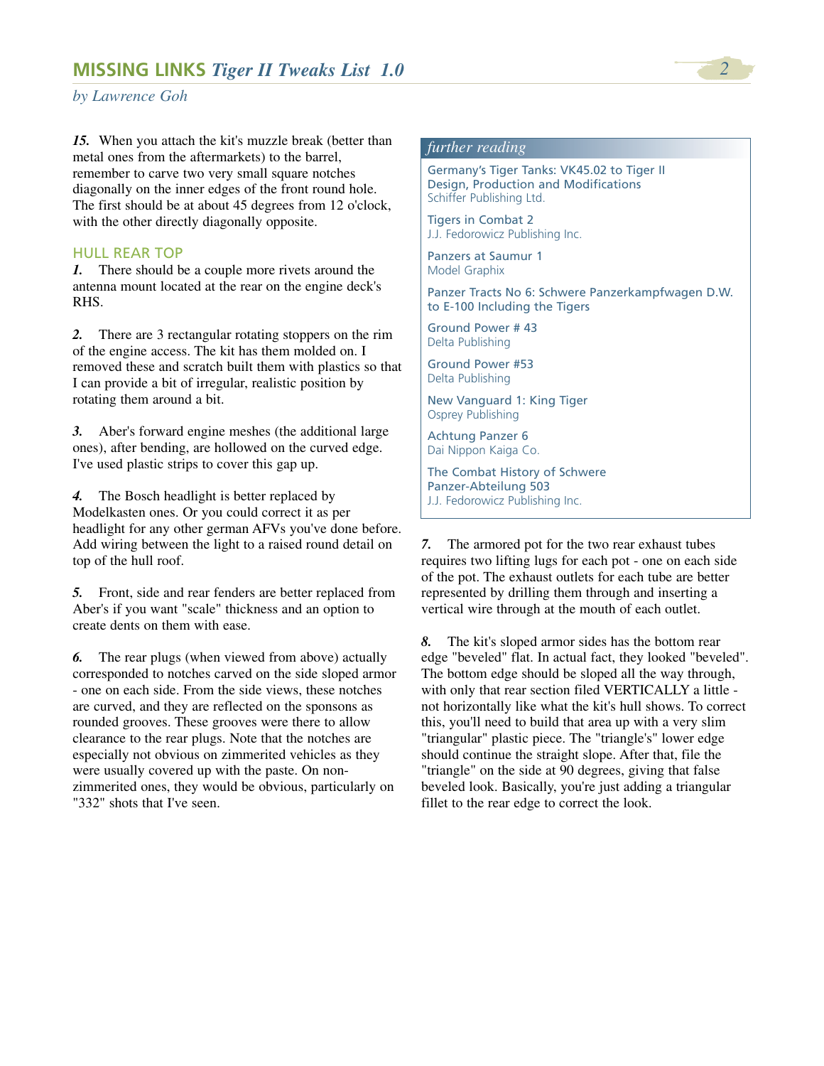*15.* When you attach the kit's muzzle break (better than metal ones from the aftermarkets) to the barrel, remember to carve two very small square notches diagonally on the inner edges of the front round hole. The first should be at about 45 degrees from 12 o'clock, with the other directly diagonally opposite.

### HULL REAR TOP

*1.* There should be a couple more rivets around the antenna mount located at the rear on the engine deck's RHS.

*2.* There are 3 rectangular rotating stoppers on the rim of the engine access. The kit has them molded on. I removed these and scratch built them with plastics so that I can provide a bit of irregular, realistic position by rotating them around a bit.

*3.* Aber's forward engine meshes (the additional large ones), after bending, are hollowed on the curved edge. I've used plastic strips to cover this gap up.

*4.* The Bosch headlight is better replaced by Modelkasten ones. Or you could correct it as per headlight for any other german AFVs you've done before. Add wiring between the light to a raised round detail on top of the hull roof.

*5.* Front, side and rear fenders are better replaced from Aber's if you want "scale" thickness and an option to create dents on them with ease.

*6.* The rear plugs (when viewed from above) actually corresponded to notches carved on the side sloped armor - one on each side. From the side views, these notches are curved, and they are reflected on the sponsons as rounded grooves. These grooves were there to allow clearance to the rear plugs. Note that the notches are especially not obvious on zimmerited vehicles as they were usually covered up with the paste. On non-zimmerited ones, they would be obvious, particularly on "332" shots that I've seen.

*7.* The armored pot for the two rear exhaust tubes requires two lifting lugs for each pot - one on each side of the pot. The exhaust outlets for each tube are better represented by drilling them through and inserting a vertical wire through at the mouth of each outlet.

*8.* The kit's sloped armor sides has the bottom rear edge "beveled" flat. In actual fact, they looked "beveled". The bottom edge should be sloped all the way through, with only that rear section filed VERTICALLY a little - not horizontally like what the kit's hull shows. To correct this, you'll need to build that area up with a very slim "triangular" plastic piece. The "triangle's" lower edge should continue the straight slope. After that, file the "triangle" on the side at 90 degrees, giving that false beveled look. Basically, you're just adding a triangular fillet to the rear edge to correct the look.

### *further reading*

Germany's Tiger Tanks: VK45.02 to Tiger II Design, Production and Modifications
Schiffer Publishing Ltd.

Tigers in Combat 2
J.J. Fedorowicz Publishing Inc.

Panzers at Saumur 1
Model Graphix

Panzer Tracts No 6: Schwere Panzerkampfwagen D.W. to E-100 Including the Tigers

Ground Power # 43
Delta Publishing

Ground Power #53
Delta Publishing

New Vanguard 1: King Tiger
Osprey Publishing

Achtung Panzer 6
Dai Nippon Kaiga Co.

The Combat History of Schwere Panzer-Abteilung 503
J.J. Fedorowicz Publishing Inc.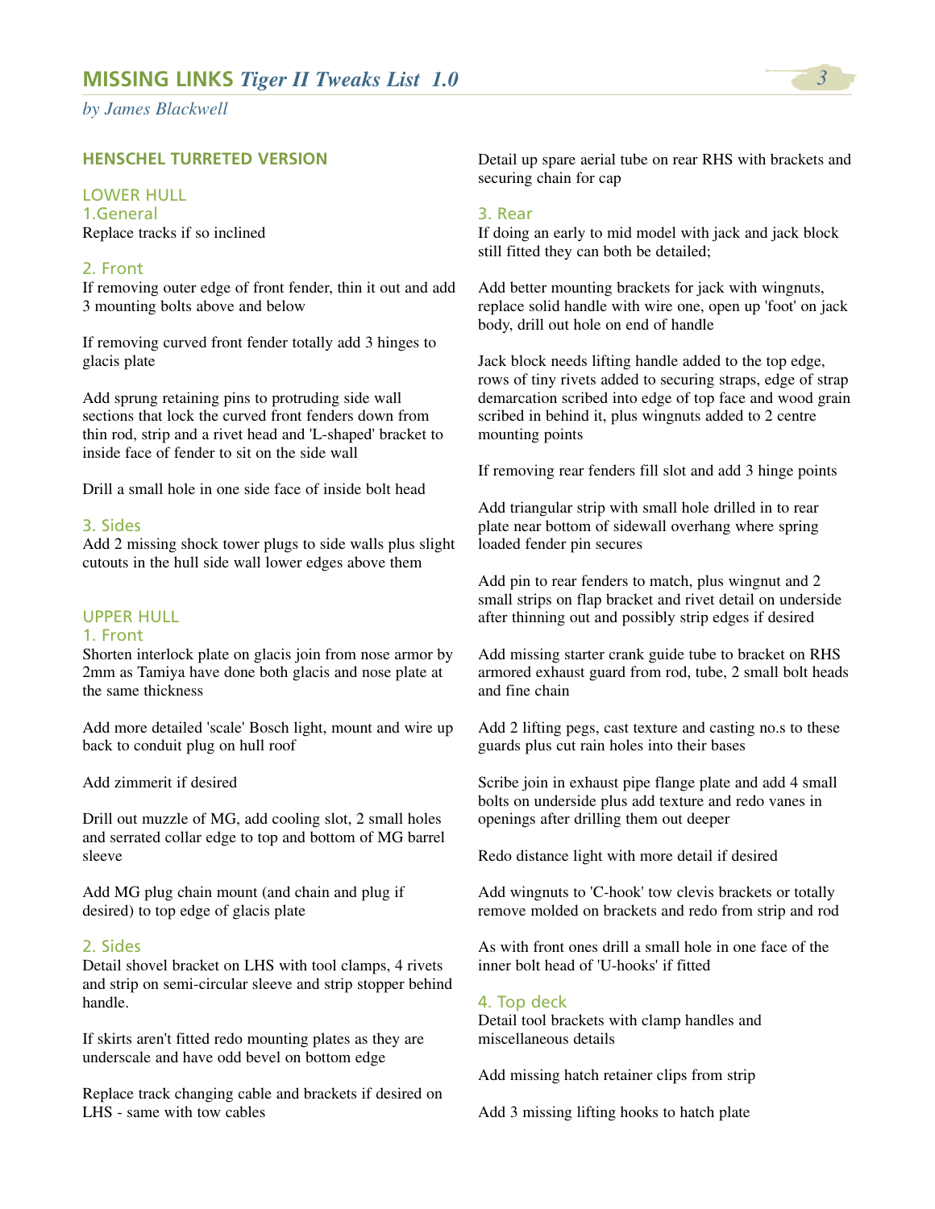## HENSCHEL TURRETED VERSION

### LOWER HULL

#### 1.General

Replace tracks if so inclined

#### 2. Front

If removing outer edge of front fender, thin it out and add 3 mounting bolts above and below

If removing curved front fender totally add 3 hinges to glacis plate

Add sprung retaining pins to protruding side wall sections that lock the curved front fenders down from thin rod, strip and a rivet head and 'L-shaped' bracket to inside face of fender to sit on the side wall

Drill a small hole in one side face of inside bolt head

#### 3. Sides

Add 2 missing shock tower plugs to side walls plus slight cutouts in the hull side wall lower edges above them

### UPPER HULL

#### 1. Front

Shorten interlock plate on glacis join from nose armor by 2mm as Tamiya have done both glacis and nose plate at the same thickness

Add more detailed 'scale' Bosch light, mount and wire up back to conduit plug on hull roof

Add zimmerit if desired

Drill out muzzle of MG, add cooling slot, 2 small holes and serrated collar edge to top and bottom of MG barrel sleeve

Add MG plug chain mount (and chain and plug if desired) to top edge of glacis plate

#### 2. Sides

Detail shovel bracket on LHS with tool clamps, 4 rivets and strip on semi-circular sleeve and strip stopper behind handle.

If skirts aren't fitted redo mounting plates as they are underscale and have odd bevel on bottom edge

Replace track changing cable and brackets if desired on LHS - same with tow cables

Detail up spare aerial tube on rear RHS with brackets and securing chain for cap

#### 3. Rear

If doing an early to mid model with jack and jack block still fitted they can both be detailed;

Add better mounting brackets for jack with wingnuts, replace solid handle with wire one, open up 'foot' on jack body, drill out hole on end of handle

Jack block needs lifting handle added to the top edge, rows of tiny rivets added to securing straps, edge of strap demarcation scribed into edge of top face and wood grain scribed in behind it, plus wingnuts added to 2 centre mounting points

If removing rear fenders fill slot and add 3 hinge points

Add triangular strip with small hole drilled in to rear plate near bottom of sidewall overhang where spring loaded fender pin secures

Add pin to rear fenders to match, plus wingnut and 2 small strips on flap bracket and rivet detail on underside after thinning out and possibly strip edges if desired

Add missing starter crank guide tube to bracket on RHS armored exhaust guard from rod, tube, 2 small bolt heads and fine chain

Add 2 lifting pegs, cast texture and casting no.s to these guards plus cut rain holes into their bases

Scribe join in exhaust pipe flange plate and add 4 small bolts on underside plus add texture and redo vanes in openings after drilling them out deeper

Redo distance light with more detail if desired

Add wingnuts to 'C-hook' tow clevis brackets or totally remove molded on brackets and redo from strip and rod

As with front ones drill a small hole in one face of the inner bolt head of 'U-hooks' if fitted

#### 4. Top deck

Detail tool brackets with clamp handles and miscellaneous details

Add missing hatch retainer clips from strip

Add 3 missing lifting hooks to hatch plate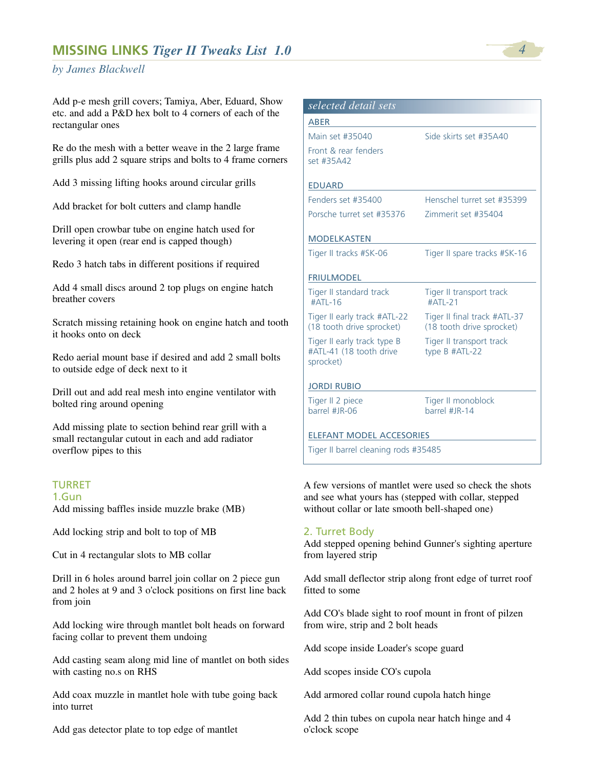Add p-e mesh grill covers; Tamiya, Aber, Eduard, Show etc. and add a P&D hex bolt to 4 corners of each of the rectangular ones

Re do the mesh with a better weave in the 2 large frame grills plus add 2 square strips and bolts to 4 frame corners

Add 3 missing lifting hooks around circular grills

Add bracket for bolt cutters and clamp handle

Drill open crowbar tube on engine hatch used for levering it open (rear end is capped though)

Redo 3 hatch tabs in different positions if required

Add 4 small discs around 2 top plugs on engine hatch breather covers

Scratch missing retaining hook on engine hatch and tooth it hooks onto on deck

Redo aerial mount base if desired and add 2 small bolts to outside edge of deck next to it

Drill out and add real mesh into engine ventilator with bolted ring around opening

Add missing plate to section behind rear grill with a small rectangular cutout in each and add radiator overflow pipes to this

## TURRET

### 1.Gun

Add missing baffles inside muzzle brake (MB)

Add locking strip and bolt to top of MB

Cut in 4 rectangular slots to MB collar

Drill in 6 holes around barrel join collar on 2 piece gun and 2 holes at 9 and 3 o'clock positions on first line back from join

Add locking wire through mantlet bolt heads on forward facing collar to prevent them undoing

Add casting seam along mid line of mantlet on both sides with casting no.s on RHS

Add coax muzzle in mantlet hole with tube going back into turret

Add gas detector plate to top edge of mantlet

*selected detail sets*

**ABER**

| | |
|---|---|
| Main set #35040 | Side skirts set #35A40 |
| Front & rear fenders set #35A42 | |

**EDUARD**

| | |
|---|---|
| Fenders set #35400 | Henschel turret set #35399 |
| Porsche turret set #35376 | Zimmerit set #35404 |

**MODELKASTEN**

| | |
|---|---|
| Tiger II tracks #SK-06 | Tiger II spare tracks #SK-16 |

**FRIULMODEL**

| | |
|---|---|
| Tiger II standard track #ATL-16 | Tiger II transport track #ATL-21 |
| Tiger II early track #ATL-22 (18 tooth drive sprocket) | Tiger II final track #ATL-37 (18 tooth drive sprocket) |
| Tiger II early track type B #ATL-41 (18 tooth drive sprocket) | Tiger II transport track type B #ATL-22 |

**JORDI RUBIO**

| | |
|---|---|
| Tiger II 2 piece barrel #JR-06 | Tiger II monoblock barrel #JR-14 |

**ELEFANT MODEL ACCESORIES**

Tiger II barrel cleaning rods #35485

A few versions of mantlet were used so check the shots and see what yours has (stepped with collar, stepped without collar or late smooth bell-shaped one)

### 2. Turret Body

Add stepped opening behind Gunner's sighting aperture from layered strip

Add small deflector strip along front edge of turret roof fitted to some

Add CO's blade sight to roof mount in front of pilzen from wire, strip and 2 bolt heads

Add scope inside Loader's scope guard

Add scopes inside CO's cupola

Add armored collar round cupola hatch hinge

Add 2 thin tubes on cupola near hatch hinge and 4 o'clock scope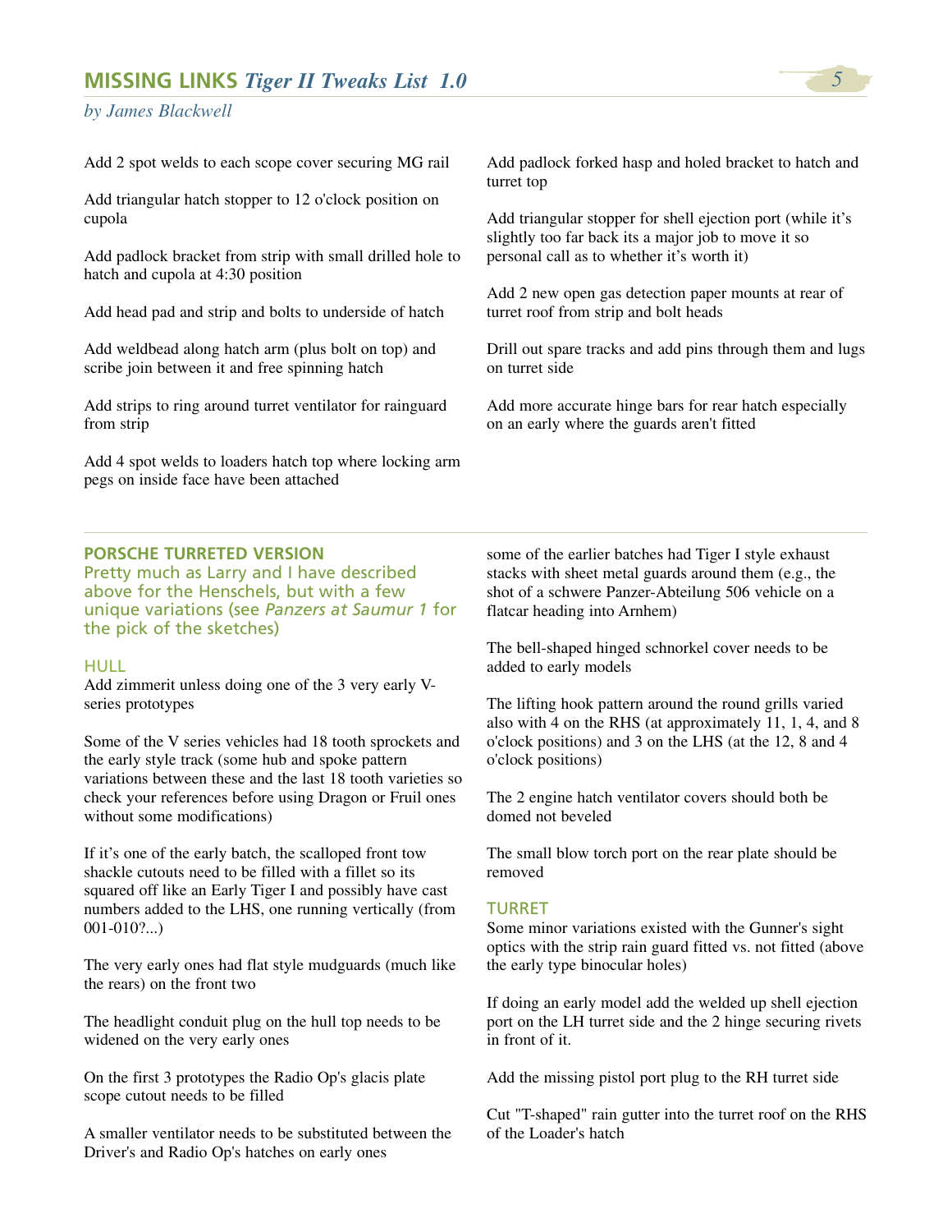Add 2 spot welds to each scope cover securing MG rail

Add triangular hatch stopper to 12 o'clock position on cupola

Add padlock bracket from strip with small drilled hole to hatch and cupola at 4:30 position

Add head pad and strip and bolts to underside of hatch

Add weldbead along hatch arm (plus bolt on top) and scribe join between it and free spinning hatch

Add strips to ring around turret ventilator for rainguard from strip

Add 4 spot welds to loaders hatch top where locking arm pegs on inside face have been attached

Add padlock forked hasp and holed bracket to hatch and turret top

Add triangular stopper for shell ejection port (while it's slightly too far back its a major job to move it so personal call as to whether it's worth it)

Add 2 new open gas detection paper mounts at rear of turret roof from strip and bolt heads

Drill out spare tracks and add pins through them and lugs on turret side

Add more accurate hinge bars for rear hatch especially on an early where the guards aren't fitted

## PORSCHE TURRETED VERSION

Pretty much as Larry and I have described above for the Henschels, but with a few unique variations (see *Panzers at Saumur 1* for the pick of the sketches)

### HULL

Add zimmerit unless doing one of the 3 very early V-series prototypes

Some of the V series vehicles had 18 tooth sprockets and the early style track (some hub and spoke pattern variations between these and the last 18 tooth varieties so check your references before using Dragon or Fruil ones without some modifications)

If it's one of the early batch, the scalloped front tow shackle cutouts need to be filled with a fillet so its squared off like an Early Tiger I and possibly have cast numbers added to the LHS, one running vertically (from 001-010?...)

The very early ones had flat style mudguards (much like the rears) on the front two

The headlight conduit plug on the hull top needs to be widened on the very early ones

On the first 3 prototypes the Radio Op's glacis plate scope cutout needs to be filled

A smaller ventilator needs to be substituted between the Driver's and Radio Op's hatches on early ones

some of the earlier batches had Tiger I style exhaust stacks with sheet metal guards around them (e.g., the shot of a schwere Panzer-Abteilung 506 vehicle on a flatcar heading into Arnhem)

The bell-shaped hinged schnorkel cover needs to be added to early models

The lifting hook pattern around the round grills varied also with 4 on the RHS (at approximately 11, 1, 4, and 8 o'clock positions) and 3 on the LHS (at the 12, 8 and 4 o'clock positions)

The 2 engine hatch ventilator covers should both be domed not beveled

The small blow torch port on the rear plate should be removed

### TURRET

Some minor variations existed with the Gunner's sight optics with the strip rain guard fitted vs. not fitted (above the early type binocular holes)

If doing an early model add the welded up shell ejection port on the LH turret side and the 2 hinge securing rivets in front of it.

Add the missing pistol port plug to the RH turret side

Cut "T-shaped" rain gutter into the turret roof on the RHS of the Loader's hatch